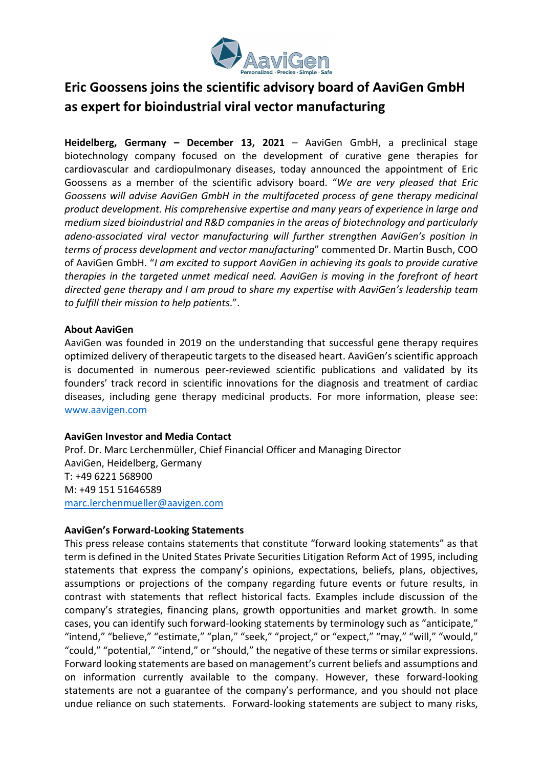# Eric Goossens joins the scientific advisory board of AaviGen GmbH as expert for bioindustrial viral vector manufacturing

**Heidelberg, Germany – December 13, 2021** – AaviGen GmbH, a preclinical stage biotechnology company focused on the development of curative gene therapies for cardiovascular and cardiopulmonary diseases, today announced the appointment of Eric Goossens as a member of the scientific advisory board. "*We are very pleased that Eric Goossens will advise AaviGen GmbH in the multifaceted process of gene therapy medicinal product development. His comprehensive expertise and many years of experience in large and medium sized bioindustrial and R&D companies in the areas of biotechnology and particularly adeno-associated viral vector manufacturing will further strengthen AaviGen's position in terms of process development and vector manufacturing*" commented Dr. Martin Busch, COO of AaviGen GmbH. "*I am excited to support AaviGen in achieving its goals to provide curative therapies in the targeted unmet medical need. AaviGen is moving in the forefront of heart directed gene therapy and I am proud to share my expertise with AaviGen's leadership team to fulfill their mission to help patients*.".

**About AaviGen**

AaviGen was founded in 2019 on the understanding that successful gene therapy requires optimized delivery of therapeutic targets to the diseased heart. AaviGen's scientific approach is documented in numerous peer-reviewed scientific publications and validated by its founders' track record in scientific innovations for the diagnosis and treatment of cardiac diseases, including gene therapy medicinal products. For more information, please see: www.aavigen.com

**AaviGen Investor and Media Contact**

Prof. Dr. Marc Lerchenmüller, Chief Financial Officer and Managing Director
AaviGen, Heidelberg, Germany
T: +49 6221 568900
M: +49 151 51646589
marc.lerchenmueller@aavigen.com

**AaviGen's Forward-Looking Statements**

This press release contains statements that constitute "forward looking statements" as that term is defined in the United States Private Securities Litigation Reform Act of 1995, including statements that express the company's opinions, expectations, beliefs, plans, objectives, assumptions or projections of the company regarding future events or future results, in contrast with statements that reflect historical facts. Examples include discussion of the company's strategies, financing plans, growth opportunities and market growth. In some cases, you can identify such forward-looking statements by terminology such as "anticipate," "intend," "believe," "estimate," "plan," "seek," "project," or "expect," "may," "will," "would," "could," "potential," "intend," or "should," the negative of these terms or similar expressions. Forward looking statements are based on management's current beliefs and assumptions and on information currently available to the company. However, these forward-looking statements are not a guarantee of the company's performance, and you should not place undue reliance on such statements. Forward-looking statements are subject to many risks,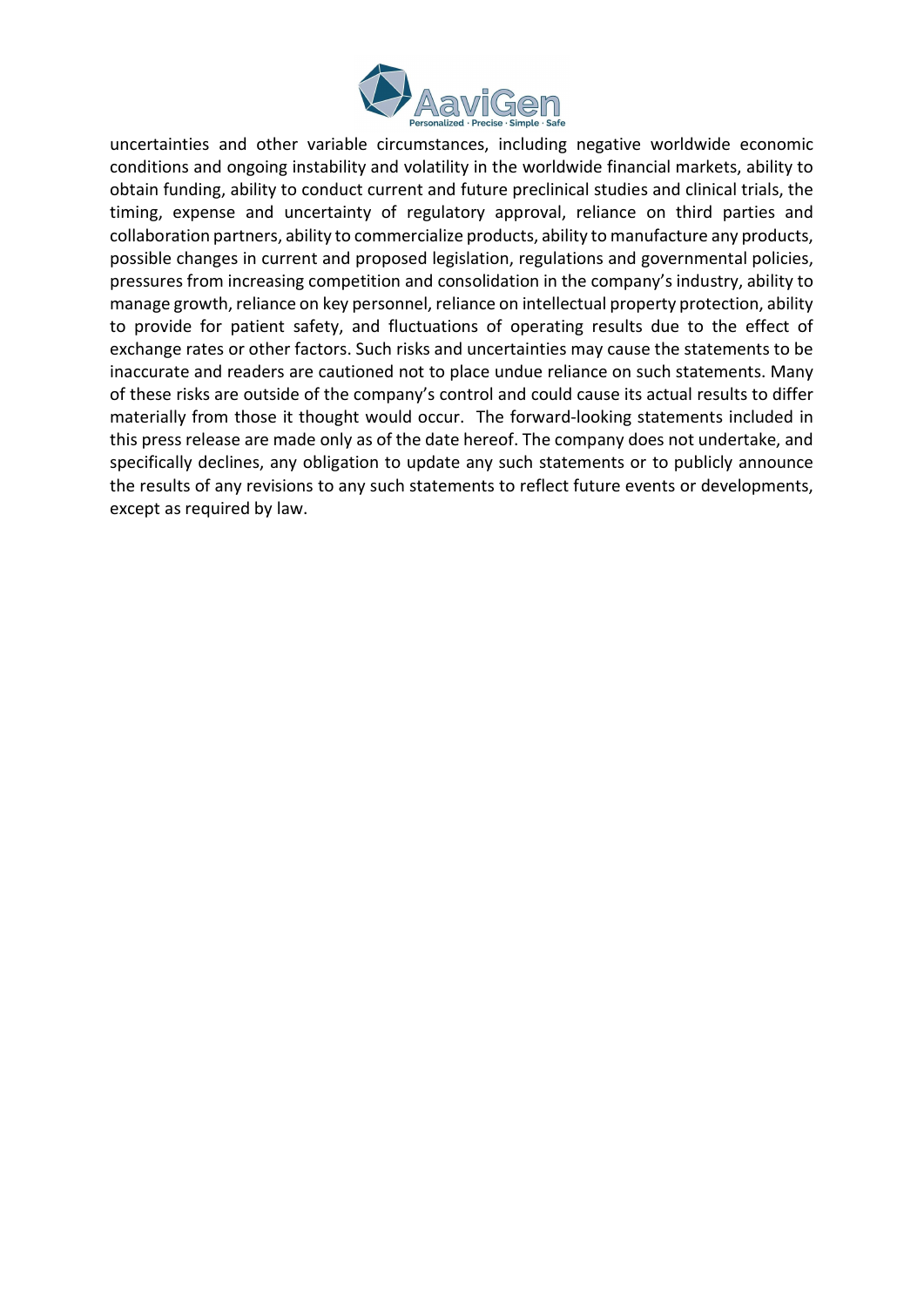uncertainties and other variable circumstances, including negative worldwide economic conditions and ongoing instability and volatility in the worldwide financial markets, ability to obtain funding, ability to conduct current and future preclinical studies and clinical trials, the timing, expense and uncertainty of regulatory approval, reliance on third parties and collaboration partners, ability to commercialize products, ability to manufacture any products, possible changes in current and proposed legislation, regulations and governmental policies, pressures from increasing competition and consolidation in the company's industry, ability to manage growth, reliance on key personnel, reliance on intellectual property protection, ability to provide for patient safety, and fluctuations of operating results due to the effect of exchange rates or other factors. Such risks and uncertainties may cause the statements to be inaccurate and readers are cautioned not to place undue reliance on such statements. Many of these risks are outside of the company's control and could cause its actual results to differ materially from those it thought would occur. The forward-looking statements included in this press release are made only as of the date hereof. The company does not undertake, and specifically declines, any obligation to update any such statements or to publicly announce the results of any revisions to any such statements to reflect future events or developments, except as required by law.